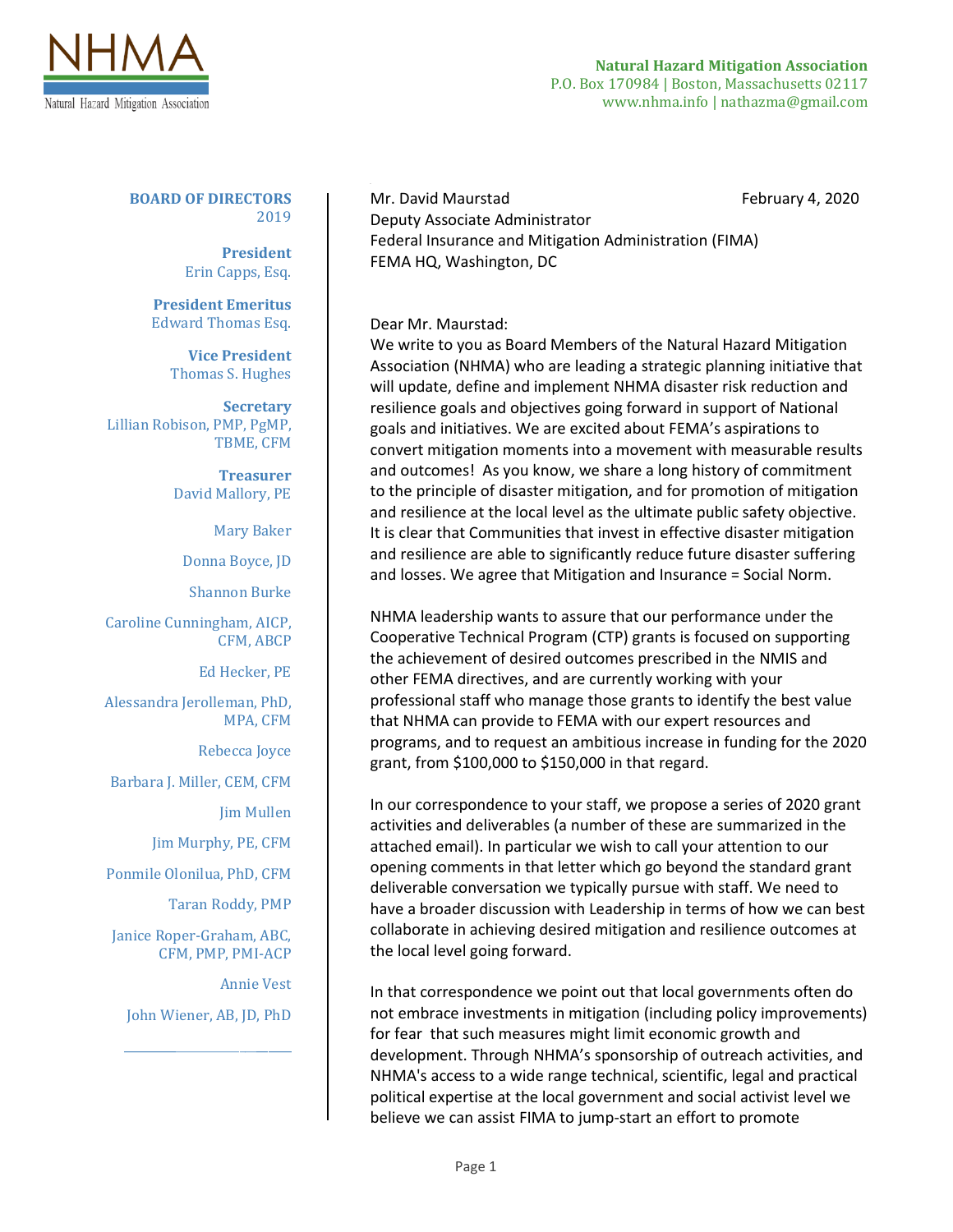**NHMA**

Natural Hazard Mitigation Association

**Natural Hazard Mitigation Association**
P.O. Box 170984 | Boston, Massachusetts 02117
www.nhma.info | nathazma@gmail.com

**BOARD OF DIRECTORS**
2019

**President**
Erin Capps, Esq.

**President Emeritus**
Edward Thomas Esq.

**Vice President**
Thomas S. Hughes

**Secretary**
Lillian Robison, PMP, PgMP, TBME, CFM

**Treasurer**
David Mallory, PE

Mary Baker

Donna Boyce, JD

Shannon Burke

Caroline Cunningham, AICP, CFM, ABCP

Ed Hecker, PE

Alessandra Jerolleman, PhD, MPA, CFM

Rebecca Joyce

Barbara J. Miller, CEM, CFM

Jim Mullen

Jim Murphy, PE, CFM

Ponmile Olonilua, PhD, CFM

Taran Roddy, PMP

Janice Roper-Graham, ABC, CFM, PMP, PMI-ACP

Annie Vest

John Wiener, AB, JD, PhD

---

Mr. David Maurstad                                                  February 4, 2020
Deputy Associate Administrator
Federal Insurance and Mitigation Administration (FIMA)
FEMA HQ, Washington, DC

Dear Mr. Maurstad:

We write to you as Board Members of the Natural Hazard Mitigation Association (NHMA) who are leading a strategic planning initiative that will update, define and implement NHMA disaster risk reduction and resilience goals and objectives going forward in support of National goals and initiatives. We are excited about FEMA's aspirations to convert mitigation moments into a movement with measurable results and outcomes! As you know, we share a long history of commitment to the principle of disaster mitigation, and for promotion of mitigation and resilience at the local level as the ultimate public safety objective. It is clear that Communities that invest in effective disaster mitigation and resilience are able to significantly reduce future disaster suffering and losses. We agree that Mitigation and Insurance = Social Norm.

NHMA leadership wants to assure that our performance under the Cooperative Technical Program (CTP) grants is focused on supporting the achievement of desired outcomes prescribed in the NMIS and other FEMA directives, and are currently working with your professional staff who manage those grants to identify the best value that NHMA can provide to FEMA with our expert resources and programs, and to request an ambitious increase in funding for the 2020 grant, from $100,000 to $150,000 in that regard.

In our correspondence to your staff, we propose a series of 2020 grant activities and deliverables (a number of these are summarized in the attached email). In particular we wish to call your attention to our opening comments in that letter which go beyond the standard grant deliverable conversation we typically pursue with staff. We need to have a broader discussion with Leadership in terms of how we can best collaborate in achieving desired mitigation and resilience outcomes at the local level going forward.

In that correspondence we point out that local governments often do not embrace investments in mitigation (including policy improvements) for fear that such measures might limit economic growth and development. Through NHMA's sponsorship of outreach activities, and NHMA's access to a wide range technical, scientific, legal and practical political expertise at the local government and social activist level we believe we can assist FIMA to jump-start an effort to promote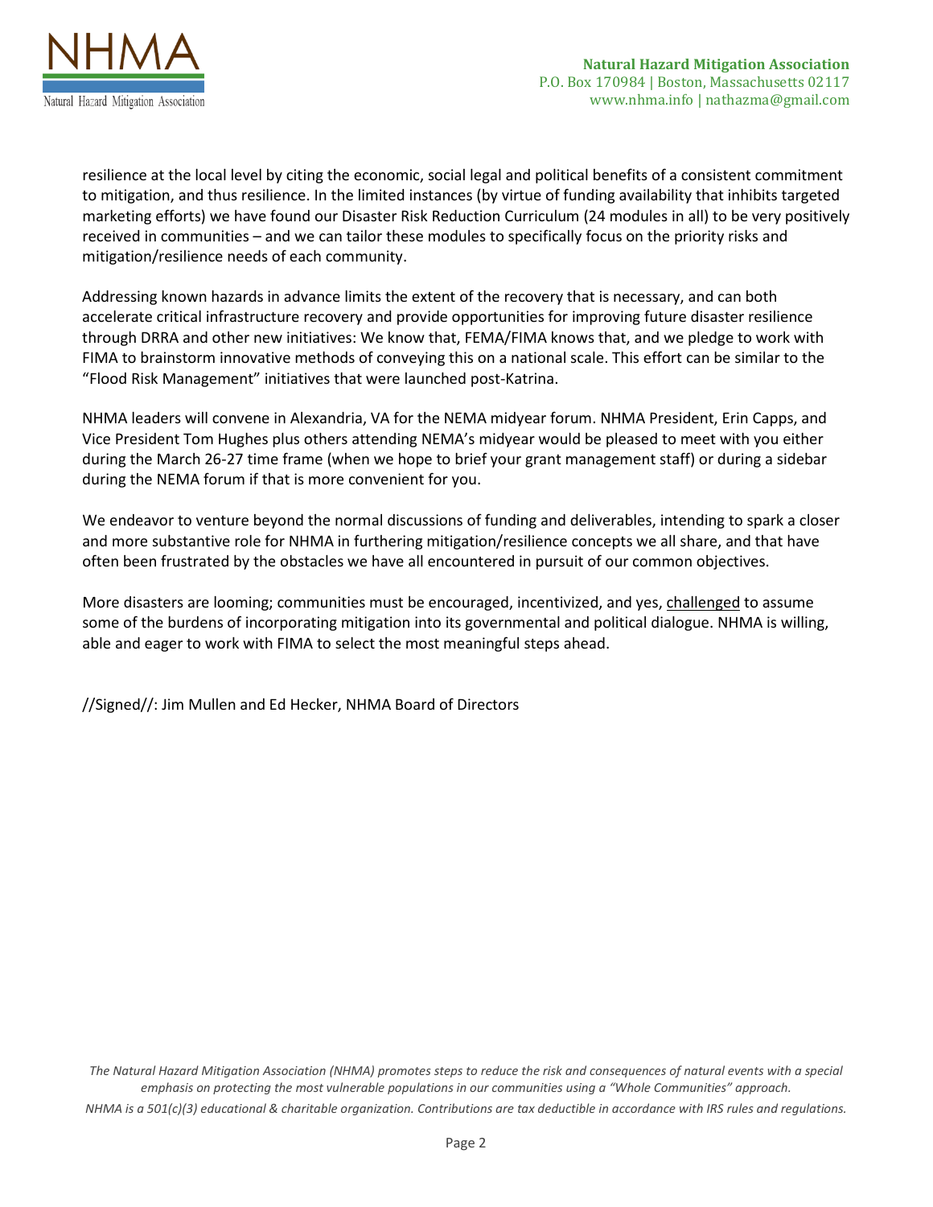resilience at the local level by citing the economic, social legal and political benefits of a consistent commitment to mitigation, and thus resilience. In the limited instances (by virtue of funding availability that inhibits targeted marketing efforts) we have found our Disaster Risk Reduction Curriculum (24 modules in all) to be very positively received in communities – and we can tailor these modules to specifically focus on the priority risks and mitigation/resilience needs of each community.

Addressing known hazards in advance limits the extent of the recovery that is necessary, and can both accelerate critical infrastructure recovery and provide opportunities for improving future disaster resilience through DRRA and other new initiatives: We know that, FEMA/FIMA knows that, and we pledge to work with FIMA to brainstorm innovative methods of conveying this on a national scale. This effort can be similar to the "Flood Risk Management" initiatives that were launched post-Katrina.

NHMA leaders will convene in Alexandria, VA for the NEMA midyear forum. NHMA President, Erin Capps, and Vice President Tom Hughes plus others attending NEMA's midyear would be pleased to meet with you either during the March 26-27 time frame (when we hope to brief your grant management staff) or during a sidebar during the NEMA forum if that is more convenient for you.

We endeavor to venture beyond the normal discussions of funding and deliverables, intending to spark a closer and more substantive role for NHMA in furthering mitigation/resilience concepts we all share, and that have often been frustrated by the obstacles we have all encountered in pursuit of our common objectives.

More disasters are looming; communities must be encouraged, incentivized, and yes, <u>challenged</u> to assume some of the burdens of incorporating mitigation into its governmental and political dialogue. NHMA is willing, able and eager to work with FIMA to select the most meaningful steps ahead.

//Signed//: Jim Mullen and Ed Hecker, NHMA Board of Directors

*The Natural Hazard Mitigation Association (NHMA) promotes steps to reduce the risk and consequences of natural events with a special emphasis on protecting the most vulnerable populations in our communities using a "Whole Communities" approach.*

*NHMA is a 501(c)(3) educational & charitable organization. Contributions are tax deductible in accordance with IRS rules and regulations.*